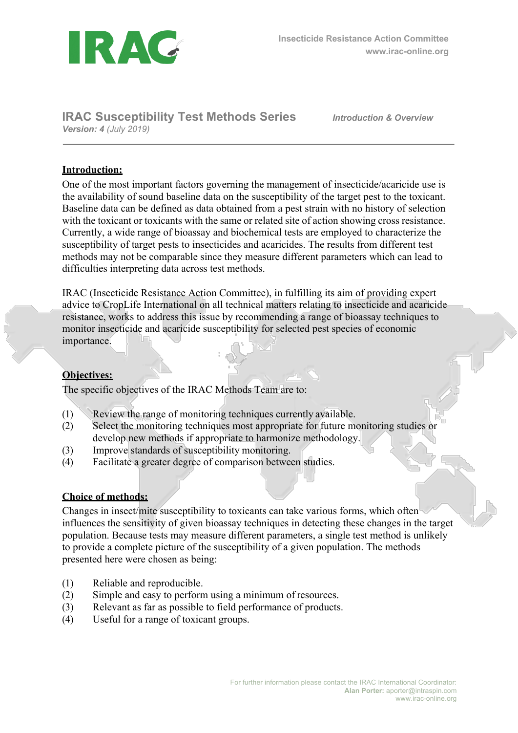# IRAC Susceptibility Test Methods Series

***Version: 4** (July 2019)*

***Introduction & Overview***

## Introduction:

One of the most important factors governing the management of insecticide/acaricide use is the availability of sound baseline data on the susceptibility of the target pest to the toxicant. Baseline data can be defined as data obtained from a pest strain with no history of selection with the toxicant or toxicants with the same or related site of action showing cross resistance. Currently, a wide range of bioassay and biochemical tests are employed to characterize the susceptibility of target pests to insecticides and acaricides. The results from different test methods may not be comparable since they measure different parameters which can lead to difficulties interpreting data across test methods.

IRAC (Insecticide Resistance Action Committee), in fulfilling its aim of providing expert advice to CropLife International on all technical matters relating to insecticide and acaricide resistance, works to address this issue by recommending a range of bioassay techniques to monitor insecticide and acaricide susceptibility for selected pest species of economic importance.

## Objectives:

The specific objectives of the IRAC Methods Team are to:

(1) Review the range of monitoring techniques currently available.
(2) Select the monitoring techniques most appropriate for future monitoring studies or develop new methods if appropriate to harmonize methodology.
(3) Improve standards of susceptibility monitoring.
(4) Facilitate a greater degree of comparison between studies.

## Choice of methods:

Changes in insect/mite susceptibility to toxicants can take various forms, which often influences the sensitivity of given bioassay techniques in detecting these changes in the target population. Because tests may measure different parameters, a single test method is unlikely to provide a complete picture of the susceptibility of a given population. The methods presented here were chosen as being:

(1) Reliable and reproducible.
(2) Simple and easy to perform using a minimum of resources.
(3) Relevant as far as possible to field performance of products.
(4) Useful for a range of toxicant groups.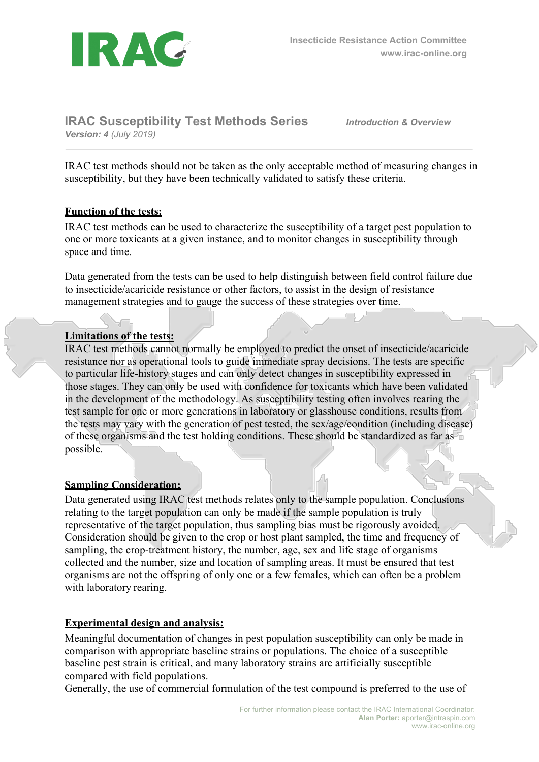IRAC test methods should not be taken as the only acceptable method of measuring changes in susceptibility, but they have been technically validated to satisfy these criteria.

## Function of the tests:

IRAC test methods can be used to characterize the susceptibility of a target pest population to one or more toxicants at a given instance, and to monitor changes in susceptibility through space and time.

Data generated from the tests can be used to help distinguish between field control failure due to insecticide/acaricide resistance or other factors, to assist in the design of resistance management strategies and to gauge the success of these strategies over time.

## Limitations of the tests:

IRAC test methods cannot normally be employed to predict the onset of insecticide/acaricide resistance nor as operational tools to guide immediate spray decisions. The tests are specific to particular life-history stages and can only detect changes in susceptibility expressed in those stages. They can only be used with confidence for toxicants which have been validated in the development of the methodology. As susceptibility testing often involves rearing the test sample for one or more generations in laboratory or glasshouse conditions, results from the tests may vary with the generation of pest tested, the sex/age/condition (including disease) of these organisms and the test holding conditions. These should be standardized as far as possible.

## Sampling Consideration:

Data generated using IRAC test methods relates only to the sample population. Conclusions relating to the target population can only be made if the sample population is truly representative of the target population, thus sampling bias must be rigorously avoided. Consideration should be given to the crop or host plant sampled, the time and frequency of sampling, the crop-treatment history, the number, age, sex and life stage of organisms collected and the number, size and location of sampling areas. It must be ensured that test organisms are not the offspring of only one or a few females, which can often be a problem with laboratory rearing.

## Experimental design and analysis:

Meaningful documentation of changes in pest population susceptibility can only be made in comparison with appropriate baseline strains or populations. The choice of a susceptible baseline pest strain is critical, and many laboratory strains are artificially susceptible compared with field populations.

Generally, the use of commercial formulation of the test compound is preferred to the use of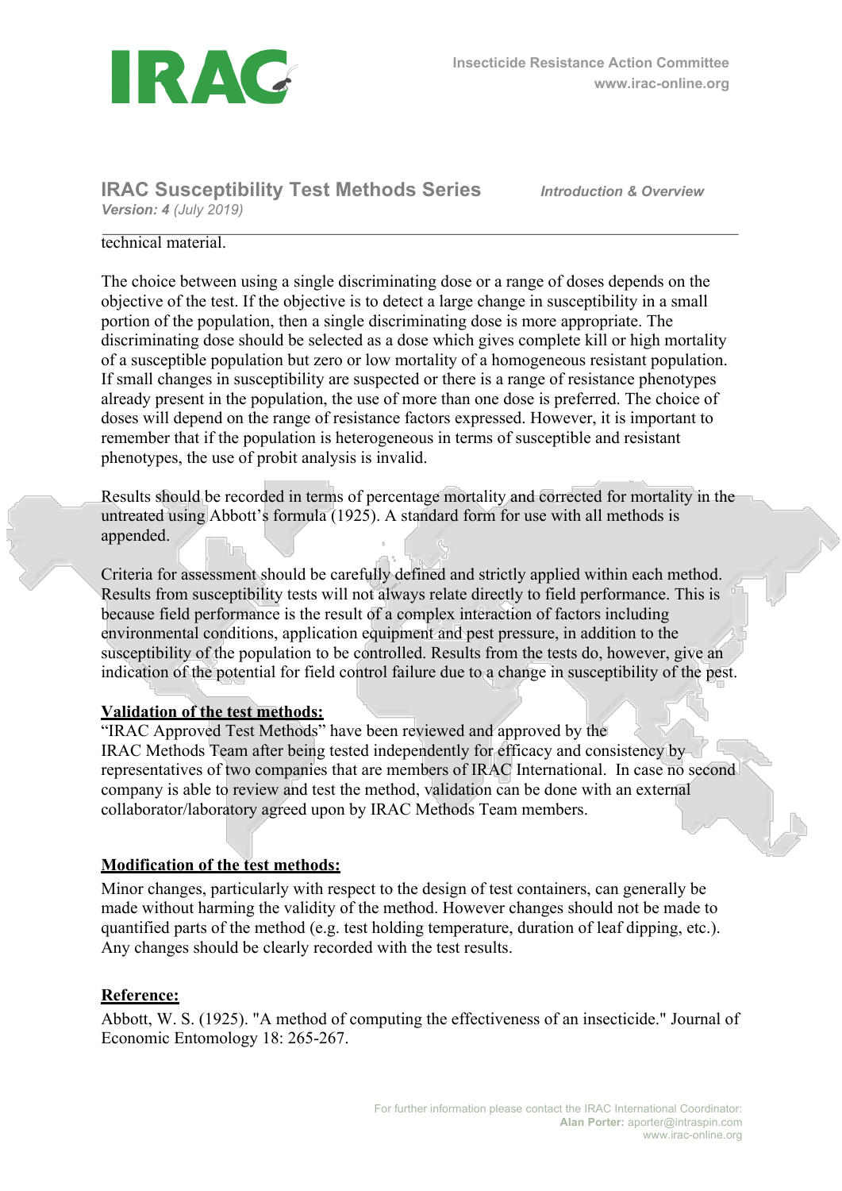technical material.

The choice between using a single discriminating dose or a range of doses depends on the objective of the test. If the objective is to detect a large change in susceptibility in a small portion of the population, then a single discriminating dose is more appropriate. The discriminating dose should be selected as a dose which gives complete kill or high mortality of a susceptible population but zero or low mortality of a homogeneous resistant population. If small changes in susceptibility are suspected or there is a range of resistance phenotypes already present in the population, the use of more than one dose is preferred. The choice of doses will depend on the range of resistance factors expressed. However, it is important to remember that if the population is heterogeneous in terms of susceptible and resistant phenotypes, the use of probit analysis is invalid.

Results should be recorded in terms of percentage mortality and corrected for mortality in the untreated using Abbott's formula (1925). A standard form for use with all methods is appended.

Criteria for assessment should be carefully defined and strictly applied within each method. Results from susceptibility tests will not always relate directly to field performance. This is because field performance is the result of a complex interaction of factors including environmental conditions, application equipment and pest pressure, in addition to the susceptibility of the population to be controlled. Results from the tests do, however, give an indication of the potential for field control failure due to a change in susceptibility of the pest.

**Validation of the test methods:**

"IRAC Approved Test Methods" have been reviewed and approved by the IRAC Methods Team after being tested independently for efficacy and consistency by representatives of two companies that are members of IRAC International. In case no second company is able to review and test the method, validation can be done with an external collaborator/laboratory agreed upon by IRAC Methods Team members.

**Modification of the test methods:**

Minor changes, particularly with respect to the design of test containers, can generally be made without harming the validity of the method. However changes should not be made to quantified parts of the method (e.g. test holding temperature, duration of leaf dipping, etc.). Any changes should be clearly recorded with the test results.

**Reference:**

Abbott, W. S. (1925). "A method of computing the effectiveness of an insecticide." Journal of Economic Entomology 18: 265-267.